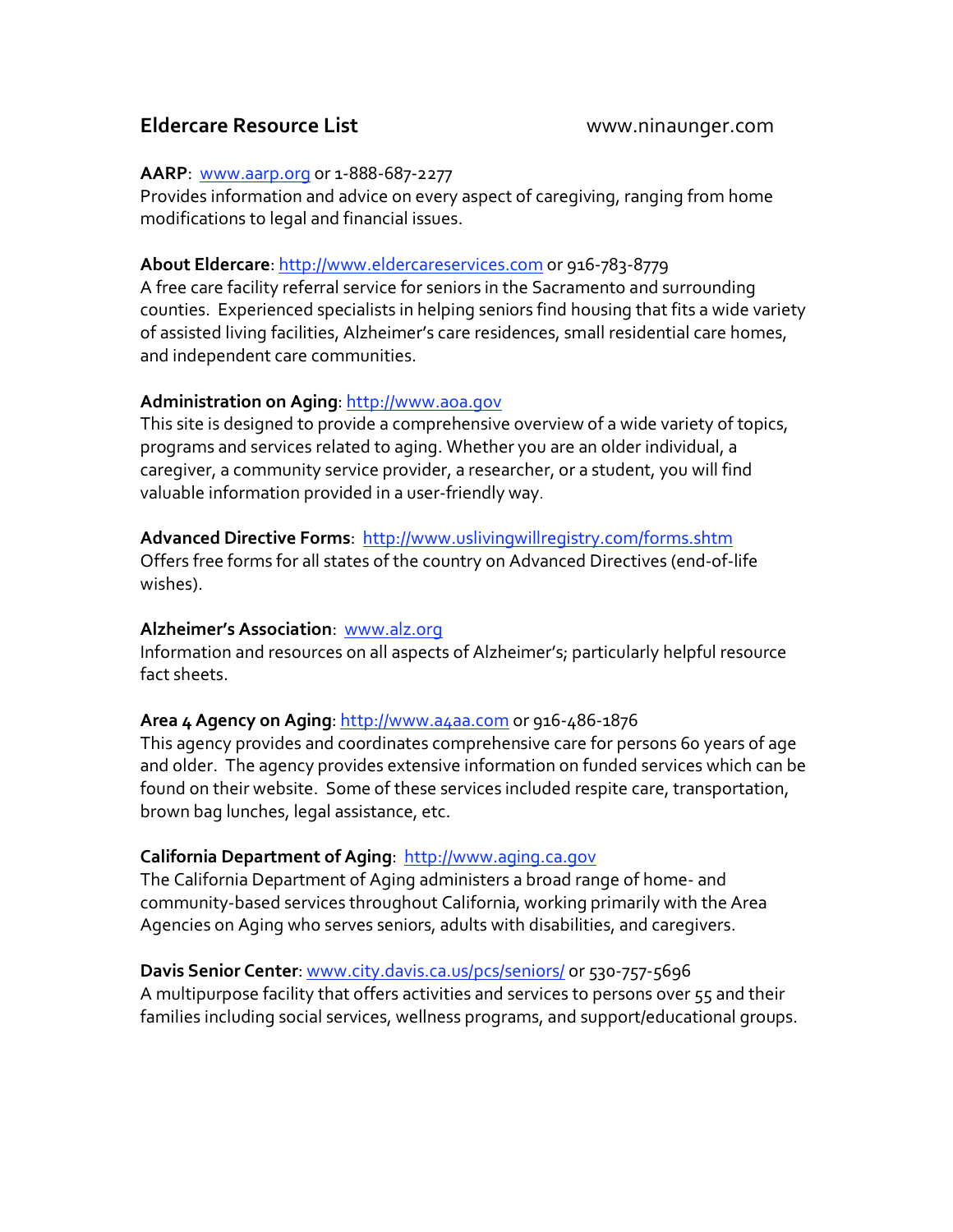# Eldercare Resource List

www.ninaunger.com

**AARP**: www.aarp.org or 1-888-687-2277
Provides information and advice on every aspect of caregiving, ranging from home modifications to legal and financial issues.

**About Eldercare**: http://www.eldercareservices.com or 916-783-8779
A free care facility referral service for seniors in the Sacramento and surrounding counties. Experienced specialists in helping seniors find housing that fits a wide variety of assisted living facilities, Alzheimer's care residences, small residential care homes, and independent care communities.

**Administration on Aging**: http://www.aoa.gov
This site is designed to provide a comprehensive overview of a wide variety of topics, programs and services related to aging. Whether you are an older individual, a caregiver, a community service provider, a researcher, or a student, you will find valuable information provided in a user-friendly way.

**Advanced Directive Forms**: http://www.uslivingwillregistry.com/forms.shtm
Offers free forms for all states of the country on Advanced Directives (end-of-life wishes).

**Alzheimer's Association**: www.alz.org
Information and resources on all aspects of Alzheimer's; particularly helpful resource fact sheets.

**Area 4 Agency on Aging**: http://www.a4aa.com or 916-486-1876
This agency provides and coordinates comprehensive care for persons 60 years of age and older. The agency provides extensive information on funded services which can be found on their website. Some of these services included respite care, transportation, brown bag lunches, legal assistance, etc.

**California Department of Aging**: http://www.aging.ca.gov
The California Department of Aging administers a broad range of home- and community-based services throughout California, working primarily with the Area Agencies on Aging who serves seniors, adults with disabilities, and caregivers.

**Davis Senior Center**: www.city.davis.ca.us/pcs/seniors/ or 530-757-5696
A multipurpose facility that offers activities and services to persons over 55 and their families including social services, wellness programs, and support/educational groups.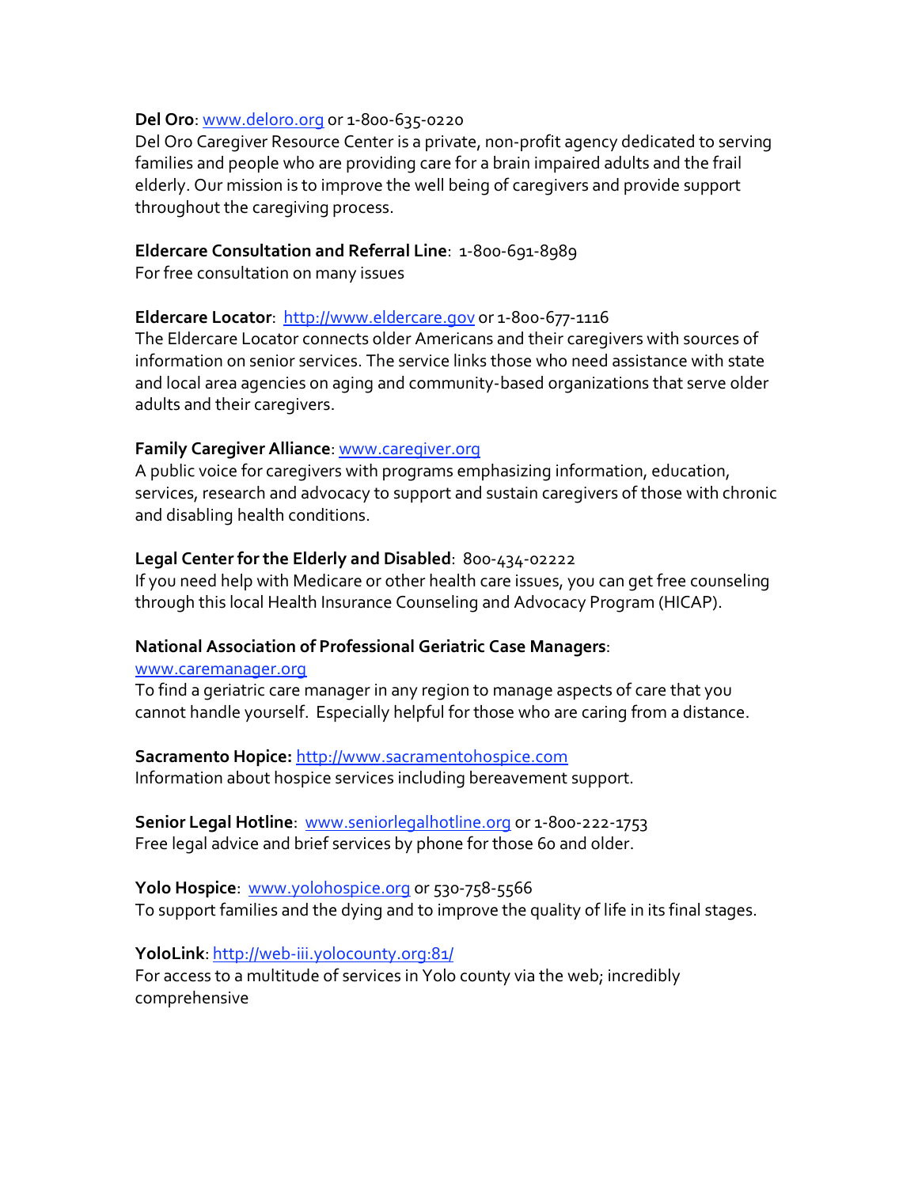**Del Oro**: www.deloro.org or 1-800-635-0220
Del Oro Caregiver Resource Center is a private, non-profit agency dedicated to serving families and people who are providing care for a brain impaired adults and the frail elderly. Our mission is to improve the well being of caregivers and provide support throughout the caregiving process.

**Eldercare Consultation and Referral Line**: 1-800-691-8989
For free consultation on many issues

**Eldercare Locator**: http://www.eldercare.gov or 1-800-677-1116
The Eldercare Locator connects older Americans and their caregivers with sources of information on senior services. The service links those who need assistance with state and local area agencies on aging and community-based organizations that serve older adults and their caregivers.

**Family Caregiver Alliance**: www.caregiver.org
A public voice for caregivers with programs emphasizing information, education, services, research and advocacy to support and sustain caregivers of those with chronic and disabling health conditions.

**Legal Center for the Elderly and Disabled**: 800-434-02222
If you need help with Medicare or other health care issues, you can get free counseling through this local Health Insurance Counseling and Advocacy Program (HICAP).

**National Association of Professional Geriatric Case Managers**:
www.caremanager.org
To find a geriatric care manager in any region to manage aspects of care that you cannot handle yourself. Especially helpful for those who are caring from a distance.

**Sacramento Hopice:** http://www.sacramentohospice.com
Information about hospice services including bereavement support.

**Senior Legal Hotline**: www.seniorlegalhotline.org or 1-800-222-1753
Free legal advice and brief services by phone for those 60 and older.

**Yolo Hospice**: www.yolohospice.org or 530-758-5566
To support families and the dying and to improve the quality of life in its final stages.

**YoloLink**: http://web-iii.yolocounty.org:81/
For access to a multitude of services in Yolo county via the web; incredibly comprehensive